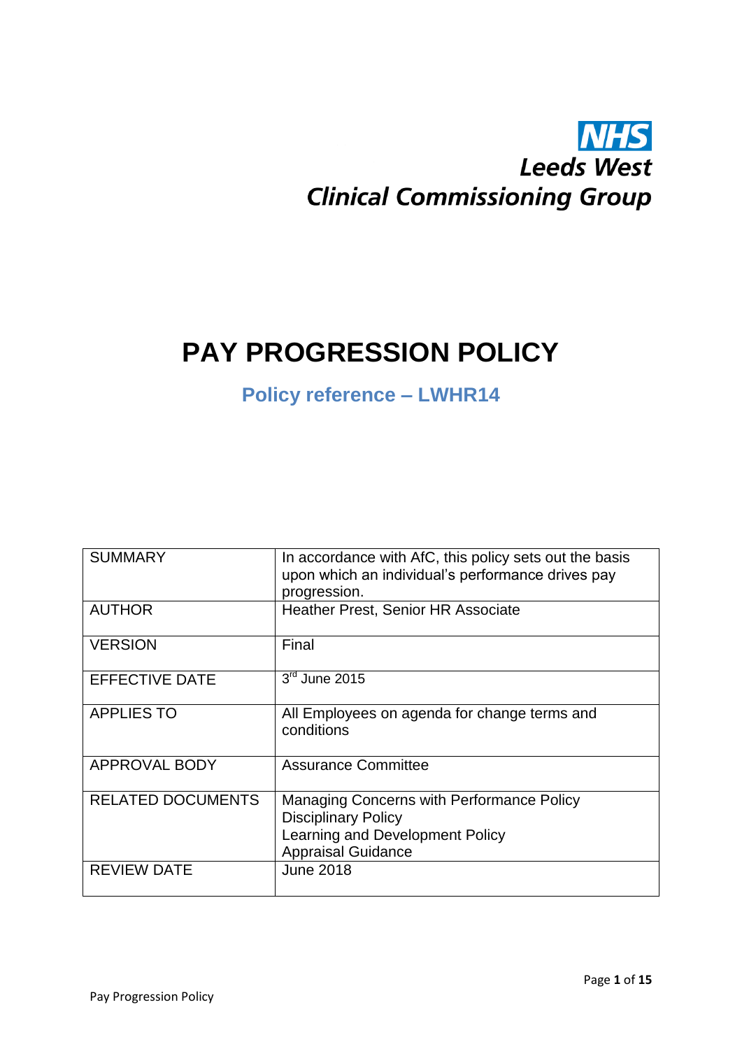NHS
Leeds West
Clinical Commissioning Group

# PAY PROGRESSION POLICY

## Policy reference – LWHR14

| SUMMARY | In accordance with AfC, this policy sets out the basis upon which an individual's performance drives pay progression. |
|---|---|
| AUTHOR | Heather Prest, Senior HR Associate |
| VERSION | Final |
| EFFECTIVE DATE | 3rd June 2015 |
| APPLIES TO | All Employees on agenda for change terms and conditions |
| APPROVAL BODY | Assurance Committee |
| RELATED DOCUMENTS | Managing Concerns with Performance Policy<br>Disciplinary Policy<br>Learning and Development Policy<br>Appraisal Guidance |
| REVIEW DATE | June 2018 |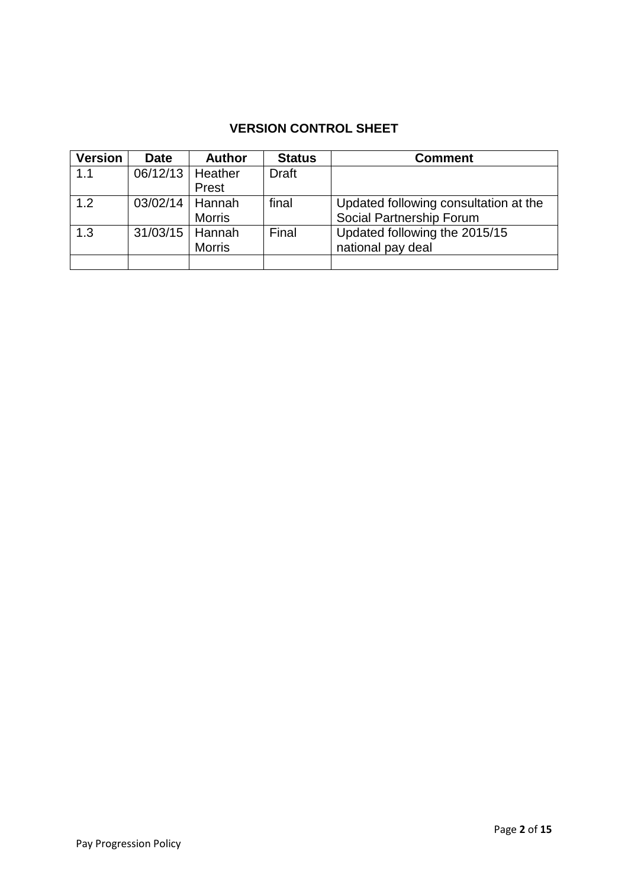## VERSION CONTROL SHEET

| Version | Date | Author | Status | Comment |
|---|---|---|---|---|
| 1.1 | 06/12/13 | Heather Prest | Draft | |
| 1.2 | 03/02/14 | Hannah Morris | final | Updated following consultation at the Social Partnership Forum |
| 1.3 | 31/03/15 | Hannah Morris | Final | Updated following the 2015/15 national pay deal |
| | | | | |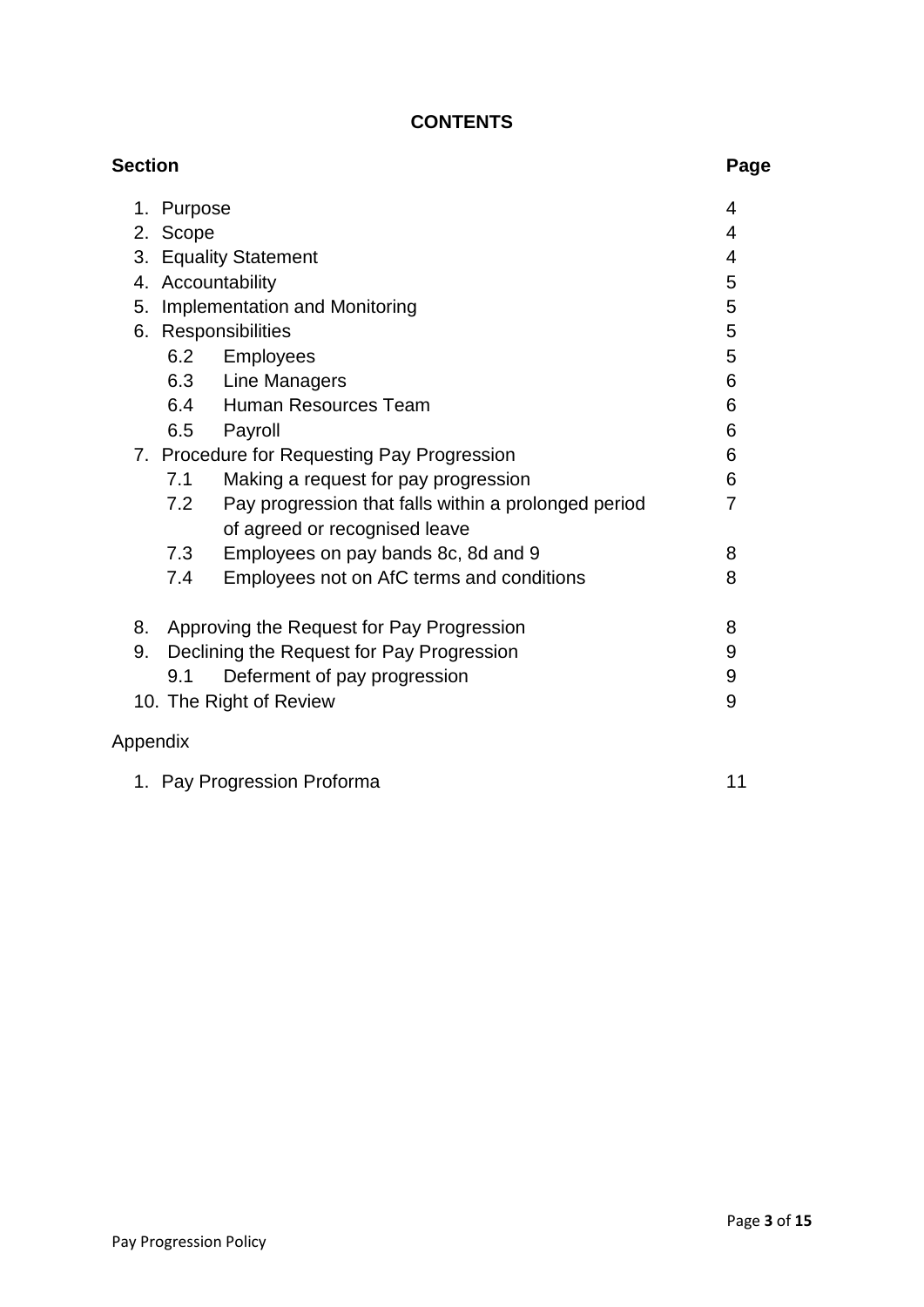**CONTENTS**

| Section | Page |
|---|---|
| 1. Purpose | 4 |
| 2. Scope | 4 |
| 3. Equality Statement | 4 |
| 4. Accountability | 5 |
| 5. Implementation and Monitoring | 5 |
| 6. Responsibilities | 5 |
| 6.2 Employees | 5 |
| 6.3 Line Managers | 6 |
| 6.4 Human Resources Team | 6 |
| 6.5 Payroll | 6 |
| 7. Procedure for Requesting Pay Progression | 6 |
| 7.1 Making a request for pay progression | 6 |
| 7.2 Pay progression that falls within a prolonged period of agreed or recognised leave | 7 |
| 7.3 Employees on pay bands 8c, 8d and 9 | 8 |
| 7.4 Employees not on AfC terms and conditions | 8 |
| 8. Approving the Request for Pay Progression | 8 |
| 9. Declining the Request for Pay Progression | 9 |
| 9.1 Deferment of pay progression | 9 |
| 10. The Right of Review | 9 |
| Appendix | |
| 1. Pay Progression Proforma | 11 |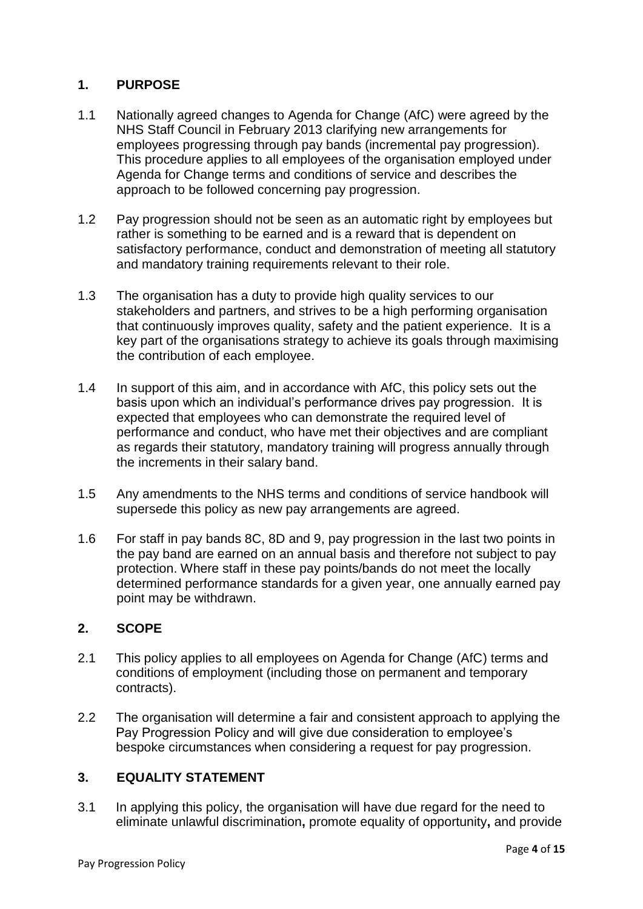## 1. PURPOSE

1.1 Nationally agreed changes to Agenda for Change (AfC) were agreed by the NHS Staff Council in February 2013 clarifying new arrangements for employees progressing through pay bands (incremental pay progression). This procedure applies to all employees of the organisation employed under Agenda for Change terms and conditions of service and describes the approach to be followed concerning pay progression.

1.2 Pay progression should not be seen as an automatic right by employees but rather is something to be earned and is a reward that is dependent on satisfactory performance, conduct and demonstration of meeting all statutory and mandatory training requirements relevant to their role.

1.3 The organisation has a duty to provide high quality services to our stakeholders and partners, and strives to be a high performing organisation that continuously improves quality, safety and the patient experience. It is a key part of the organisations strategy to achieve its goals through maximising the contribution of each employee.

1.4 In support of this aim, and in accordance with AfC, this policy sets out the basis upon which an individual's performance drives pay progression. It is expected that employees who can demonstrate the required level of performance and conduct, who have met their objectives and are compliant as regards their statutory, mandatory training will progress annually through the increments in their salary band.

1.5 Any amendments to the NHS terms and conditions of service handbook will supersede this policy as new pay arrangements are agreed.

1.6 For staff in pay bands 8C, 8D and 9, pay progression in the last two points in the pay band are earned on an annual basis and therefore not subject to pay protection. Where staff in these pay points/bands do not meet the locally determined performance standards for a given year, one annually earned pay point may be withdrawn.

## 2. SCOPE

2.1 This policy applies to all employees on Agenda for Change (AfC) terms and conditions of employment (including those on permanent and temporary contracts).

2.2 The organisation will determine a fair and consistent approach to applying the Pay Progression Policy and will give due consideration to employee's bespoke circumstances when considering a request for pay progression.

## 3. EQUALITY STATEMENT

3.1 In applying this policy, the organisation will have due regard for the need to eliminate unlawful discrimination**,** promote equality of opportunity**,** and provide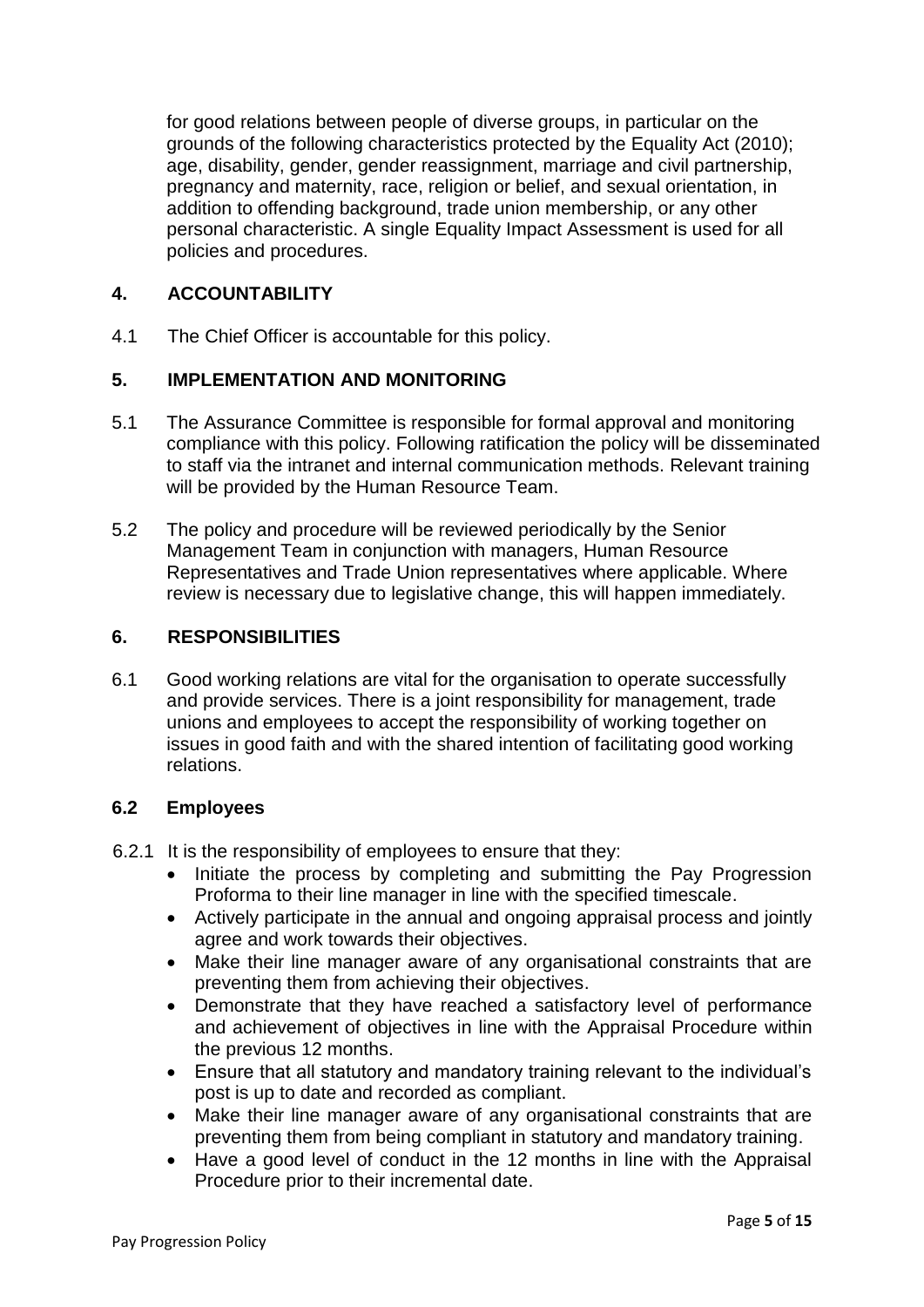for good relations between people of diverse groups, in particular on the grounds of the following characteristics protected by the Equality Act (2010); age, disability, gender, gender reassignment, marriage and civil partnership, pregnancy and maternity, race, religion or belief, and sexual orientation, in addition to offending background, trade union membership, or any other personal characteristic. A single Equality Impact Assessment is used for all policies and procedures.

## 4. ACCOUNTABILITY

4.1 The Chief Officer is accountable for this policy.

## 5. IMPLEMENTATION AND MONITORING

5.1 The Assurance Committee is responsible for formal approval and monitoring compliance with this policy. Following ratification the policy will be disseminated to staff via the intranet and internal communication methods. Relevant training will be provided by the Human Resource Team.

5.2 The policy and procedure will be reviewed periodically by the Senior Management Team in conjunction with managers, Human Resource Representatives and Trade Union representatives where applicable. Where review is necessary due to legislative change, this will happen immediately.

## 6. RESPONSIBILITIES

6.1 Good working relations are vital for the organisation to operate successfully and provide services. There is a joint responsibility for management, trade unions and employees to accept the responsibility of working together on issues in good faith and with the shared intention of facilitating good working relations.

### 6.2 Employees

6.2.1 It is the responsibility of employees to ensure that they:

- Initiate the process by completing and submitting the Pay Progression Proforma to their line manager in line with the specified timescale.
- Actively participate in the annual and ongoing appraisal process and jointly agree and work towards their objectives.
- Make their line manager aware of any organisational constraints that are preventing them from achieving their objectives.
- Demonstrate that they have reached a satisfactory level of performance and achievement of objectives in line with the Appraisal Procedure within the previous 12 months.
- Ensure that all statutory and mandatory training relevant to the individual's post is up to date and recorded as compliant.
- Make their line manager aware of any organisational constraints that are preventing them from being compliant in statutory and mandatory training.
- Have a good level of conduct in the 12 months in line with the Appraisal Procedure prior to their incremental date.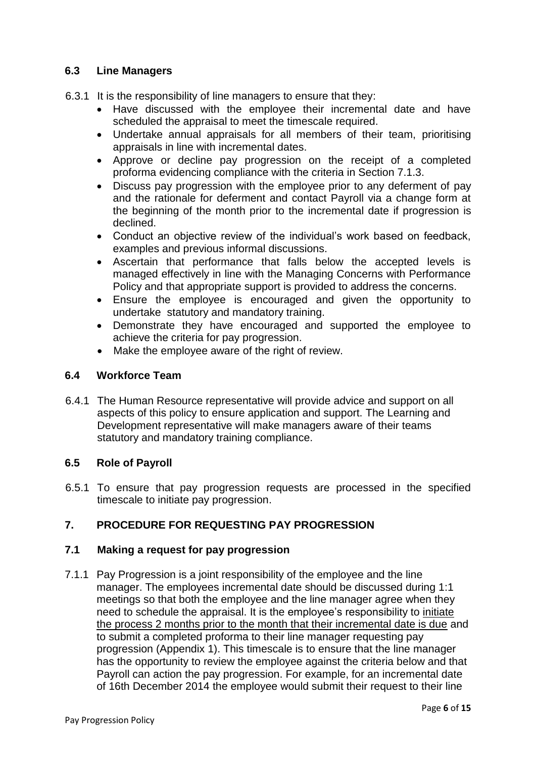### 6.3 Line Managers

6.3.1 It is the responsibility of line managers to ensure that they:

- Have discussed with the employee their incremental date and have scheduled the appraisal to meet the timescale required.
- Undertake annual appraisals for all members of their team, prioritising appraisals in line with incremental dates.
- Approve or decline pay progression on the receipt of a completed proforma evidencing compliance with the criteria in Section 7.1.3.
- Discuss pay progression with the employee prior to any deferment of pay and the rationale for deferment and contact Payroll via a change form at the beginning of the month prior to the incremental date if progression is declined.
- Conduct an objective review of the individual's work based on feedback, examples and previous informal discussions.
- Ascertain that performance that falls below the accepted levels is managed effectively in line with the Managing Concerns with Performance Policy and that appropriate support is provided to address the concerns.
- Ensure the employee is encouraged and given the opportunity to undertake statutory and mandatory training.
- Demonstrate they have encouraged and supported the employee to achieve the criteria for pay progression.
- Make the employee aware of the right of review.

### 6.4 Workforce Team

6.4.1 The Human Resource representative will provide advice and support on all aspects of this policy to ensure application and support. The Learning and Development representative will make managers aware of their teams statutory and mandatory training compliance.

### 6.5 Role of Payroll

6.5.1 To ensure that pay progression requests are processed in the specified timescale to initiate pay progression.

## 7. PROCEDURE FOR REQUESTING PAY PROGRESSION

### 7.1 Making a request for pay progression

7.1.1 Pay Progression is a joint responsibility of the employee and the line manager. The employees incremental date should be discussed during 1:1 meetings so that both the employee and the line manager agree when they need to schedule the appraisal. It is the employee's responsibility to <u>initiate the process 2 months prior to the month that their incremental date is due</u> and to submit a completed proforma to their line manager requesting pay progression (Appendix 1). This timescale is to ensure that the line manager has the opportunity to review the employee against the criteria below and that Payroll can action the pay progression. For example, for an incremental date of 16th December 2014 the employee would submit their request to their line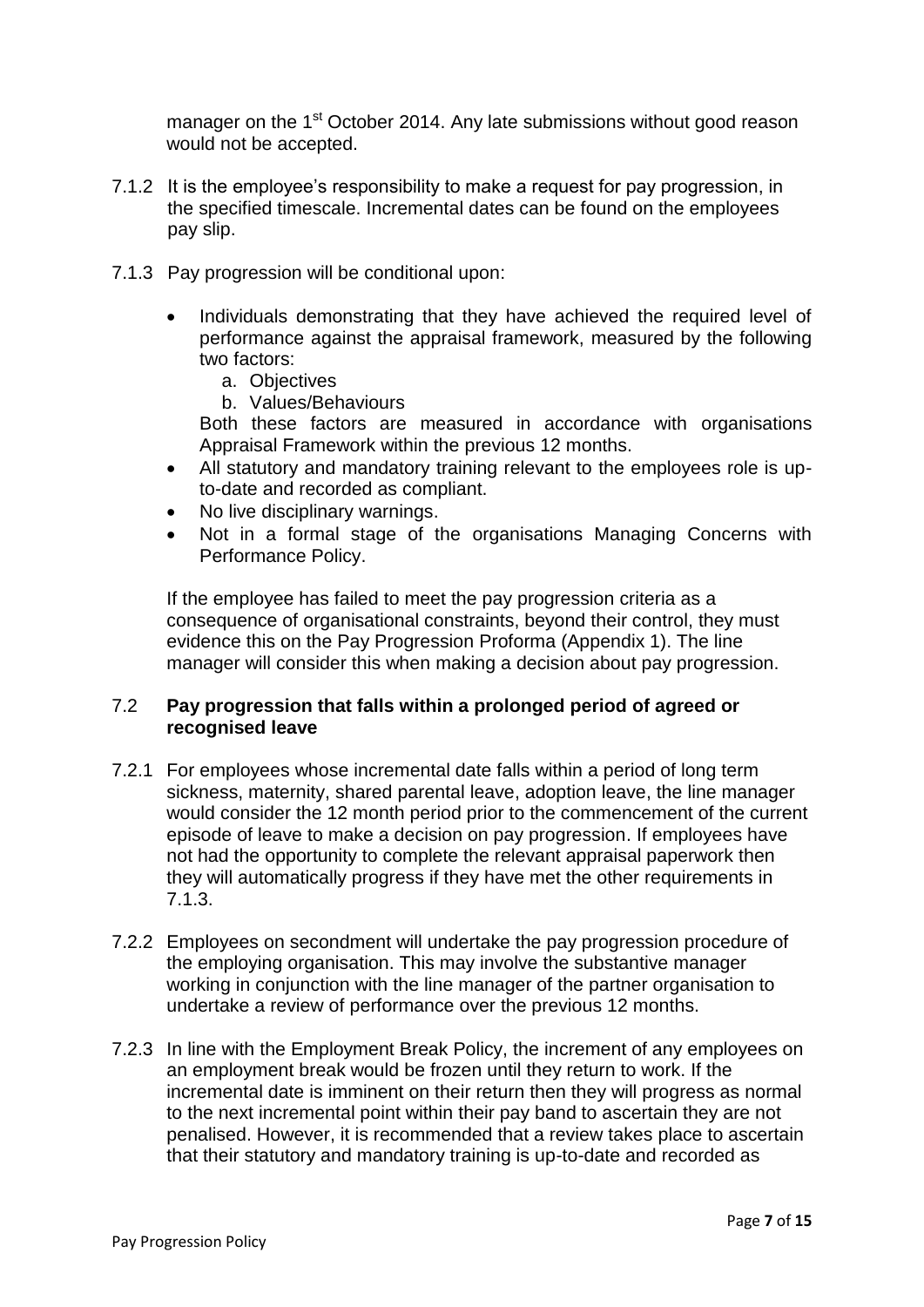manager on the 1st October 2014. Any late submissions without good reason would not be accepted.

7.1.2 It is the employee's responsibility to make a request for pay progression, in the specified timescale. Incremental dates can be found on the employees pay slip.

7.1.3 Pay progression will be conditional upon:

- Individuals demonstrating that they have achieved the required level of performance against the appraisal framework, measured by the following two factors:
  a. Objectives
  b. Values/Behaviours

  Both these factors are measured in accordance with organisations Appraisal Framework within the previous 12 months.
- All statutory and mandatory training relevant to the employees role is up-to-date and recorded as compliant.
- No live disciplinary warnings.
- Not in a formal stage of the organisations Managing Concerns with Performance Policy.

If the employee has failed to meet the pay progression criteria as a consequence of organisational constraints, beyond their control, they must evidence this on the Pay Progression Proforma (Appendix 1). The line manager will consider this when making a decision about pay progression.

## 7.2 Pay progression that falls within a prolonged period of agreed or recognised leave

7.2.1 For employees whose incremental date falls within a period of long term sickness, maternity, shared parental leave, adoption leave, the line manager would consider the 12 month period prior to the commencement of the current episode of leave to make a decision on pay progression. If employees have not had the opportunity to complete the relevant appraisal paperwork then they will automatically progress if they have met the other requirements in 7.1.3.

7.2.2 Employees on secondment will undertake the pay progression procedure of the employing organisation. This may involve the substantive manager working in conjunction with the line manager of the partner organisation to undertake a review of performance over the previous 12 months.

7.2.3 In line with the Employment Break Policy, the increment of any employees on an employment break would be frozen until they return to work. If the incremental date is imminent on their return then they will progress as normal to the next incremental point within their pay band to ascertain they are not penalised. However, it is recommended that a review takes place to ascertain that their statutory and mandatory training is up-to-date and recorded as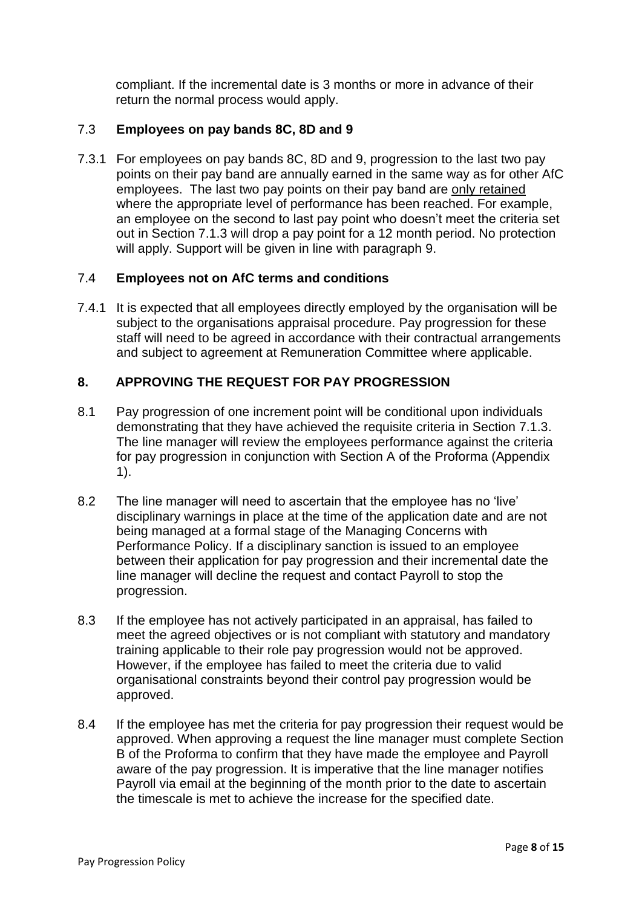compliant. If the incremental date is 3 months or more in advance of their return the normal process would apply.

### 7.3 Employees on pay bands 8C, 8D and 9

7.3.1 For employees on pay bands 8C, 8D and 9, progression to the last two pay points on their pay band are annually earned in the same way as for other AfC employees. The last two pay points on their pay band are <u>only retained</u> where the appropriate level of performance has been reached. For example, an employee on the second to last pay point who doesn't meet the criteria set out in Section 7.1.3 will drop a pay point for a 12 month period. No protection will apply. Support will be given in line with paragraph 9.

### 7.4 Employees not on AfC terms and conditions

7.4.1 It is expected that all employees directly employed by the organisation will be subject to the organisations appraisal procedure. Pay progression for these staff will need to be agreed in accordance with their contractual arrangements and subject to agreement at Remuneration Committee where applicable.

## 8. APPROVING THE REQUEST FOR PAY PROGRESSION

8.1 Pay progression of one increment point will be conditional upon individuals demonstrating that they have achieved the requisite criteria in Section 7.1.3. The line manager will review the employees performance against the criteria for pay progression in conjunction with Section A of the Proforma (Appendix 1).

8.2 The line manager will need to ascertain that the employee has no 'live' disciplinary warnings in place at the time of the application date and are not being managed at a formal stage of the Managing Concerns with Performance Policy. If a disciplinary sanction is issued to an employee between their application for pay progression and their incremental date the line manager will decline the request and contact Payroll to stop the progression.

8.3 If the employee has not actively participated in an appraisal, has failed to meet the agreed objectives or is not compliant with statutory and mandatory training applicable to their role pay progression would not be approved. However, if the employee has failed to meet the criteria due to valid organisational constraints beyond their control pay progression would be approved.

8.4 If the employee has met the criteria for pay progression their request would be approved. When approving a request the line manager must complete Section B of the Proforma to confirm that they have made the employee and Payroll aware of the pay progression. It is imperative that the line manager notifies Payroll via email at the beginning of the month prior to the date to ascertain the timescale is met to achieve the increase for the specified date.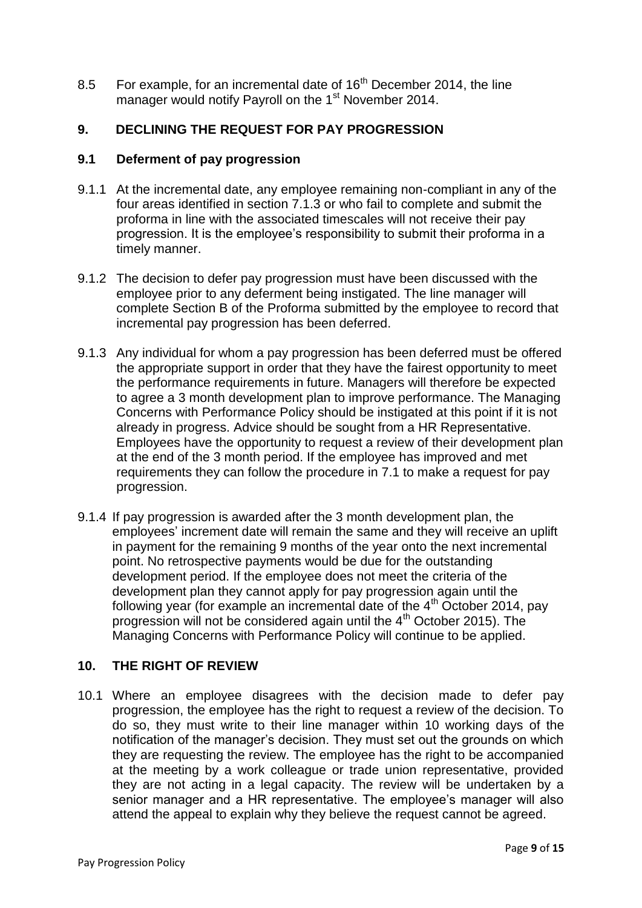8.5 For example, for an incremental date of 16th December 2014, the line manager would notify Payroll on the 1st November 2014.

## 9. DECLINING THE REQUEST FOR PAY PROGRESSION

### 9.1 Deferment of pay progression

9.1.1 At the incremental date, any employee remaining non-compliant in any of the four areas identified in section 7.1.3 or who fail to complete and submit the proforma in line with the associated timescales will not receive their pay progression. It is the employee's responsibility to submit their proforma in a timely manner.

9.1.2 The decision to defer pay progression must have been discussed with the employee prior to any deferment being instigated. The line manager will complete Section B of the Proforma submitted by the employee to record that incremental pay progression has been deferred.

9.1.3 Any individual for whom a pay progression has been deferred must be offered the appropriate support in order that they have the fairest opportunity to meet the performance requirements in future. Managers will therefore be expected to agree a 3 month development plan to improve performance. The Managing Concerns with Performance Policy should be instigated at this point if it is not already in progress. Advice should be sought from a HR Representative. Employees have the opportunity to request a review of their development plan at the end of the 3 month period. If the employee has improved and met requirements they can follow the procedure in 7.1 to make a request for pay progression.

9.1.4 If pay progression is awarded after the 3 month development plan, the employees' increment date will remain the same and they will receive an uplift in payment for the remaining 9 months of the year onto the next incremental point. No retrospective payments would be due for the outstanding development period. If the employee does not meet the criteria of the development plan they cannot apply for pay progression again until the following year (for example an incremental date of the 4th October 2014, pay progression will not be considered again until the 4th October 2015). The Managing Concerns with Performance Policy will continue to be applied.

## 10. THE RIGHT OF REVIEW

10.1 Where an employee disagrees with the decision made to defer pay progression, the employee has the right to request a review of the decision. To do so, they must write to their line manager within 10 working days of the notification of the manager's decision. They must set out the grounds on which they are requesting the review. The employee has the right to be accompanied at the meeting by a work colleague or trade union representative, provided they are not acting in a legal capacity. The review will be undertaken by a senior manager and a HR representative. The employee's manager will also attend the appeal to explain why they believe the request cannot be agreed.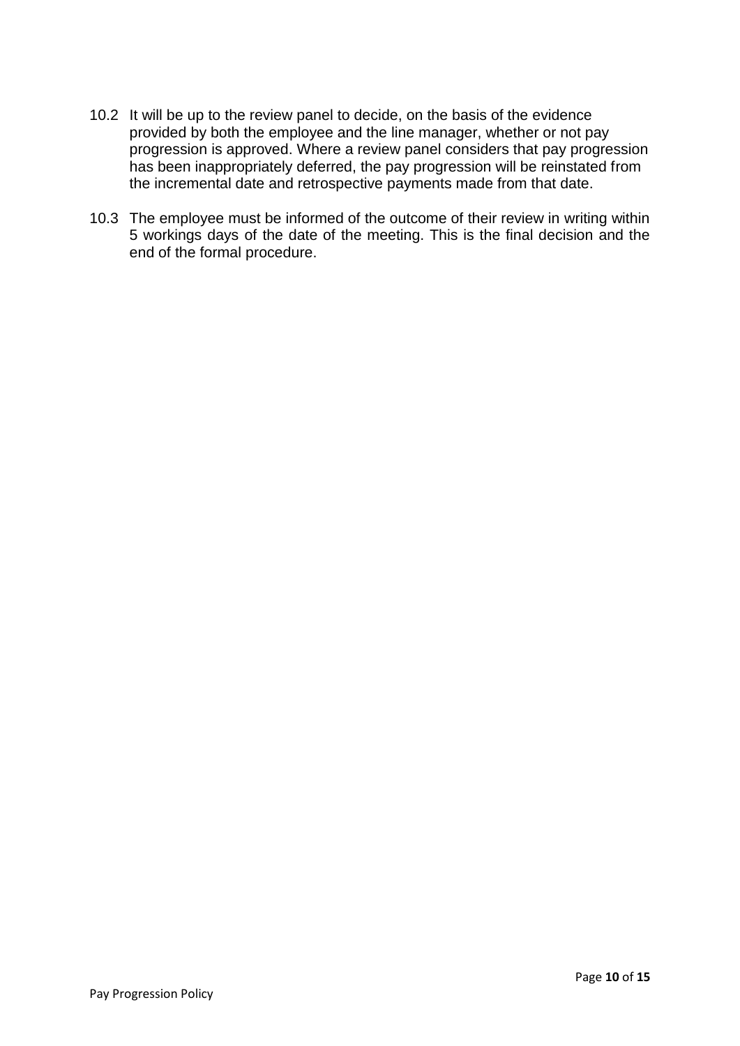10.2 It will be up to the review panel to decide, on the basis of the evidence provided by both the employee and the line manager, whether or not pay progression is approved. Where a review panel considers that pay progression has been inappropriately deferred, the pay progression will be reinstated from the incremental date and retrospective payments made from that date.

10.3 The employee must be informed of the outcome of their review in writing within 5 workings days of the date of the meeting. This is the final decision and the end of the formal procedure.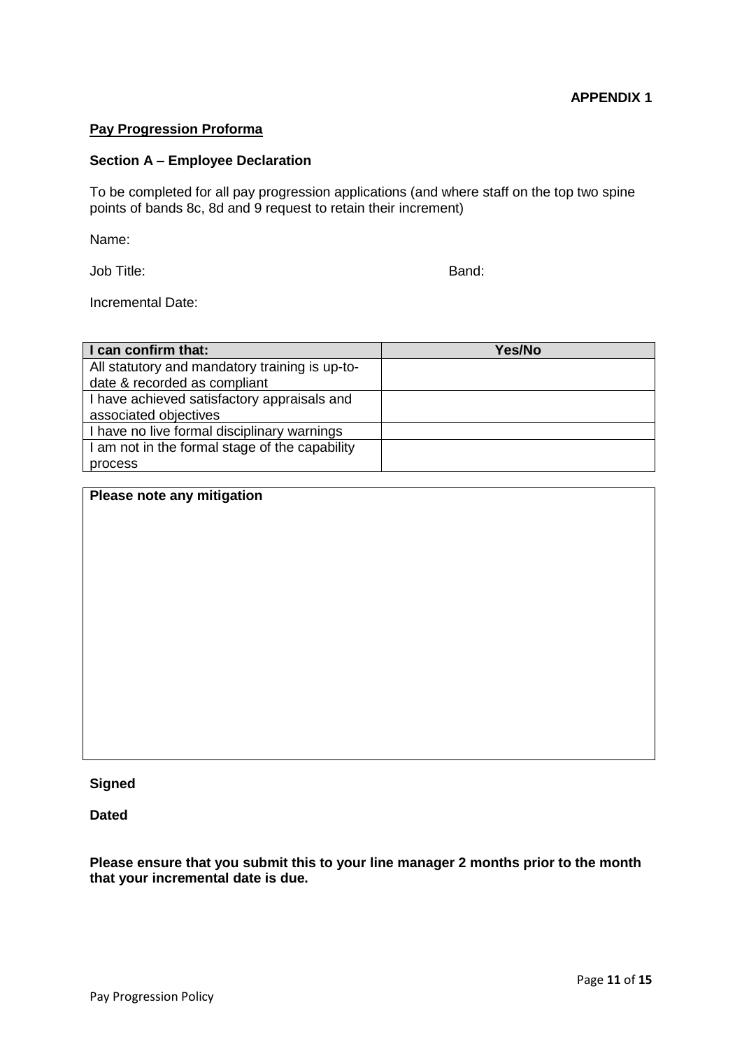**APPENDIX 1**

**Pay Progression Proforma**

**Section A – Employee Declaration**

To be completed for all pay progression applications (and where staff on the top two spine points of bands 8c, 8d and 9 request to retain their increment)

Name:

Job Title: Band:

Incremental Date:

| I can confirm that: | Yes/No |
|---|---|
| All statutory and mandatory training is up-to-date & recorded as compliant | |
| I have achieved satisfactory appraisals and associated objectives | |
| I have no live formal disciplinary warnings | |
| I am not in the formal stage of the capability process | |

| Please note any mitigation |
|---|
| |

**Signed**

**Dated**

**Please ensure that you submit this to your line manager 2 months prior to the month that your incremental date is due.**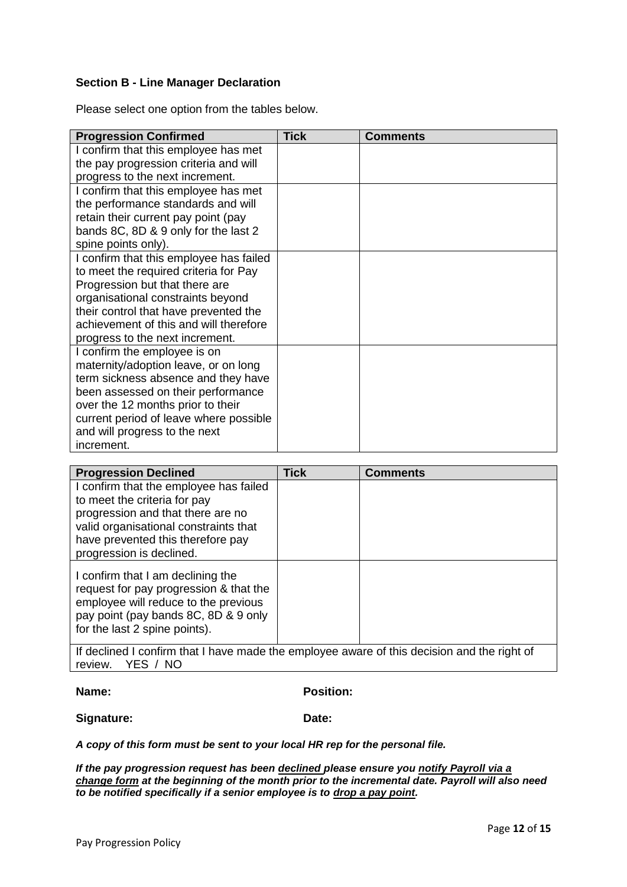### Section B - Line Manager Declaration

Please select one option from the tables below.

| Progression Confirmed | Tick | Comments |
|---|---|---|
| I confirm that this employee has met the pay progression criteria and will progress to the next increment. | | |
| I confirm that this employee has met the performance standards and will retain their current pay point (pay bands 8C, 8D & 9 only for the last 2 spine points only). | | |
| I confirm that this employee has failed to meet the required criteria for Pay Progression but that there are organisational constraints beyond their control that have prevented the achievement of this and will therefore progress to the next increment. | | |
| I confirm the employee is on maternity/adoption leave, or on long term sickness absence and they have been assessed on their performance over the 12 months prior to their current period of leave where possible and will progress to the next increment. | | |

| Progression Declined | Tick | Comments |
|---|---|---|
| I confirm that the employee has failed to meet the criteria for pay progression and that there are no valid organisational constraints that have prevented this therefore pay progression is declined. | | |
| I confirm that I am declining the request for pay progression & that the employee will reduce to the previous pay point (pay bands 8C, 8D & 9 only for the last 2 spine points). | | |
| If declined I confirm that I have made the employee aware of this decision and the right of review. YES / NO | | |

**Name:** **Position:**

**Signature:** **Date:**

***A copy of this form must be sent to your local HR rep for the personal file.***

***If the pay progression request has been <u>declined</u> please ensure you <u>notify Payroll via a change form</u> at the beginning of the month prior to the incremental date. Payroll will also need to be notified specifically if a senior employee is to <u>drop a pay point</u>.***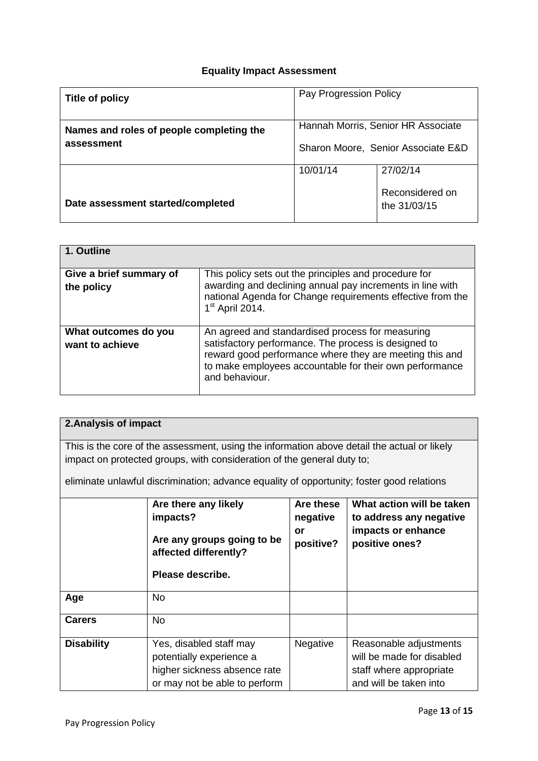## Equality Impact Assessment

| Title of policy | Pay Progression Policy | |
|---|---|---|
| Names and roles of people completing the assessment | Hannah Morris, Senior HR Associate<br><br>Sharon Moore, Senior Associate E&D | |
| Date assessment started/completed | 10/01/14 | 27/02/14<br><br>Reconsidered on the 31/03/15 |

| 1. Outline | |
|---|---|
| Give a brief summary of the policy | This policy sets out the principles and procedure for awarding and declining annual pay increments in line with national Agenda for Change requirements effective from the 1st April 2014. |
| What outcomes do you want to achieve | An agreed and standardised process for measuring satisfactory performance. The process is designed to reward good performance where they are meeting this and to make employees accountable for their own performance and behaviour. |

**2.Analysis of impact**

This is the core of the assessment, using the information above detail the actual or likely impact on protected groups, with consideration of the general duty to;

eliminate unlawful discrimination; advance equality of opportunity; foster good relations

| | Are there any likely impacts?<br><br>Are any groups going to be affected differently?<br><br>Please describe. | Are these negative or positive? | What action will be taken to address any negative impacts or enhance positive ones? |
|---|---|---|---|
| **Age** | No | | |
| **Carers** | No | | |
| **Disability** | Yes, disabled staff may potentially experience a higher sickness absence rate or may not be able to perform | Negative | Reasonable adjustments will be made for disabled staff where appropriate and will be taken into |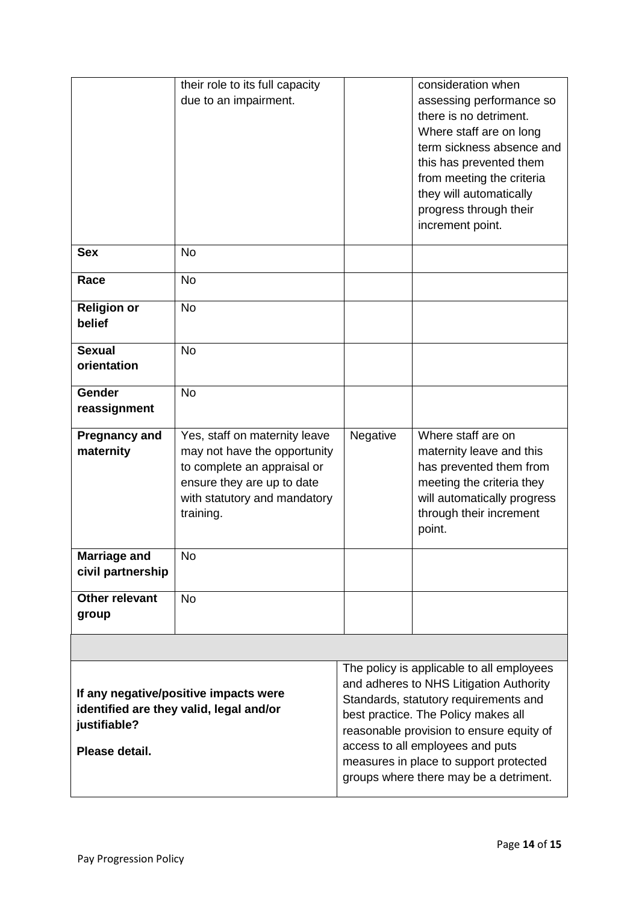| | | | |
|---|---|---|---|
| | their role to its full capacity due to an impairment. | | consideration when assessing performance so there is no detriment. Where staff are on long term sickness absence and this has prevented them from meeting the criteria they will automatically progress through their increment point. |
| **Sex** | No | | |
| **Race** | No | | |
| **Religion or belief** | No | | |
| **Sexual orientation** | No | | |
| **Gender reassignment** | No | | |
| **Pregnancy and maternity** | Yes, staff on maternity leave may not have the opportunity to complete an appraisal or ensure they are up to date with statutory and mandatory training. | Negative | Where staff are on maternity leave and this has prevented them from meeting the criteria they will automatically progress through their increment point. |
| **Marriage and civil partnership** | No | | |
| **Other relevant group** | No | | |

| | |
|---|---|
| **If any negative/positive impacts were identified are they valid, legal and/or justifiable?**<br><br>**Please detail.** | The policy is applicable to all employees and adheres to NHS Litigation Authority Standards, statutory requirements and best practice. The Policy makes all reasonable provision to ensure equity of access to all employees and puts measures in place to support protected groups where there may be a detriment. |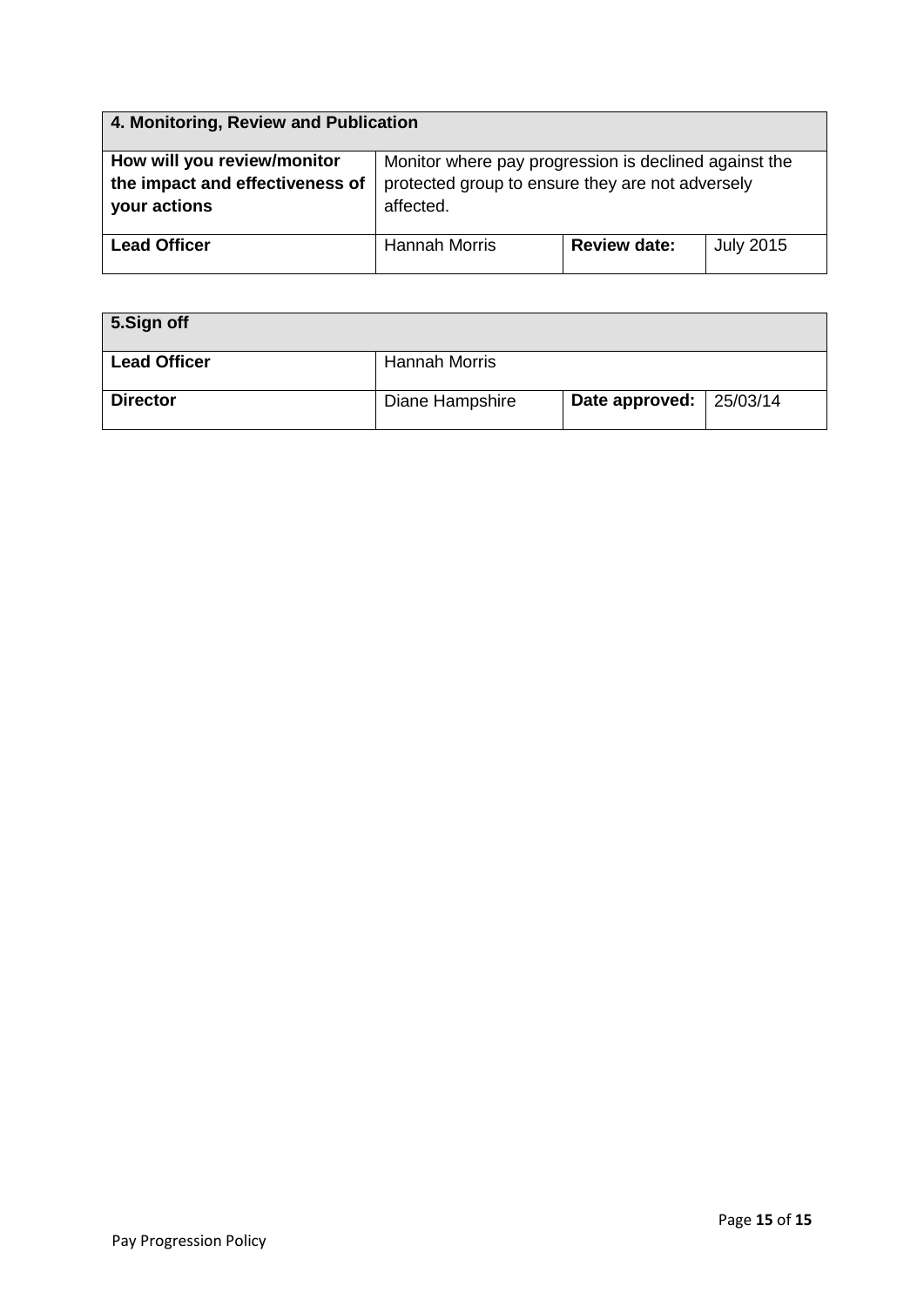| 4. Monitoring, Review and Publication | | | |
|---|---|---|---|
| **How will you review/monitor the impact and effectiveness of your actions** | Monitor where pay progression is declined against the protected group to ensure they are not adversely affected. | | |
| **Lead Officer** | Hannah Morris | **Review date:** | July 2015 |

| 5.Sign off | | | |
|---|---|---|---|
| **Lead Officer** | Hannah Morris | | |
| **Director** | Diane Hampshire | **Date approved:** | 25/03/14 |